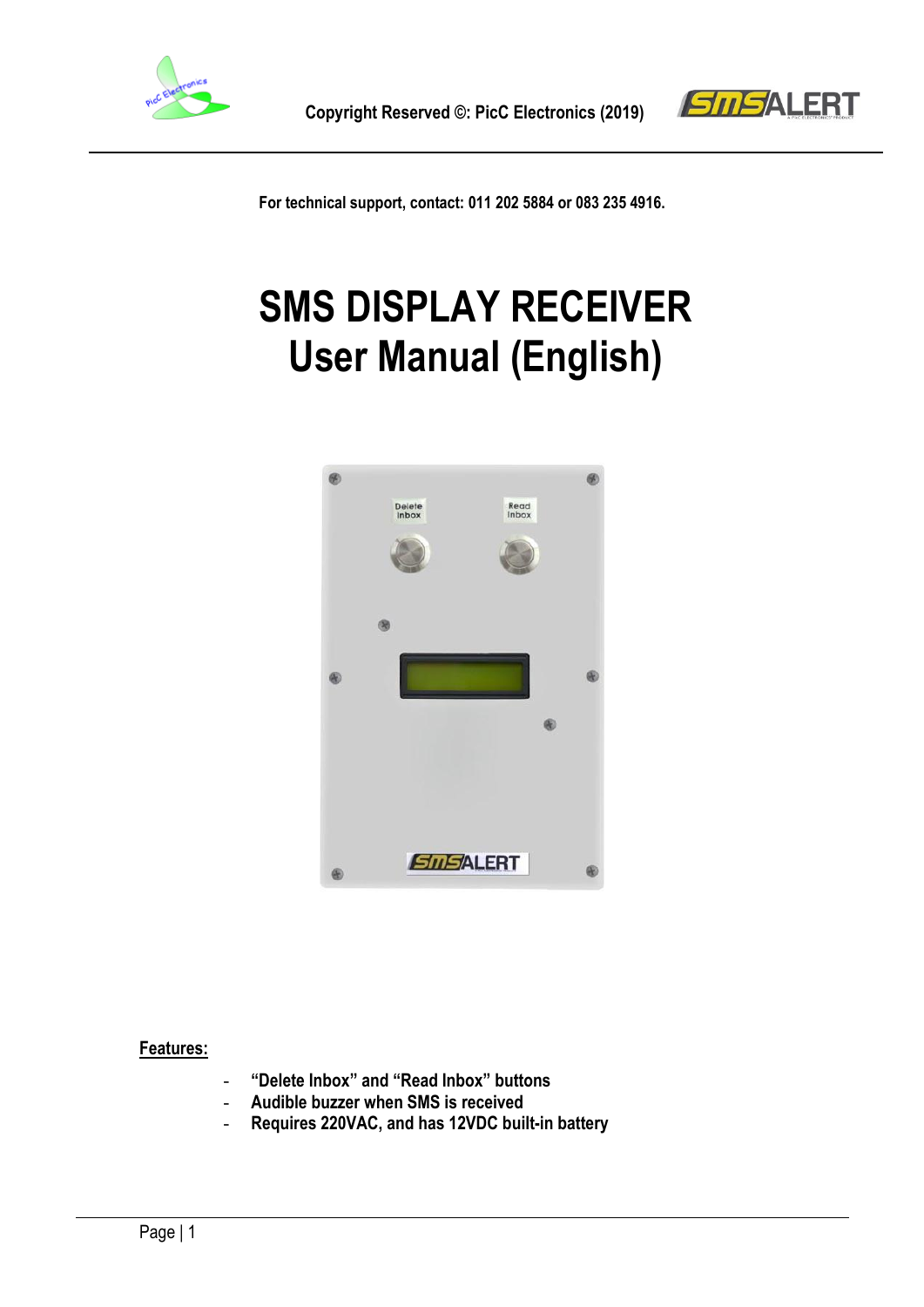Copyright Reserved ©: PicC Electronics (2019)

**For technical support, contact: 011 202 5884 or 083 235 4916.**

# SMS DISPLAY RECEIVER
# User Manual (English)

**Features:**

- **"Delete Inbox" and "Read Inbox" buttons**
- **Audible buzzer when SMS is received**
- **Requires 220VAC, and has 12VDC built-in battery**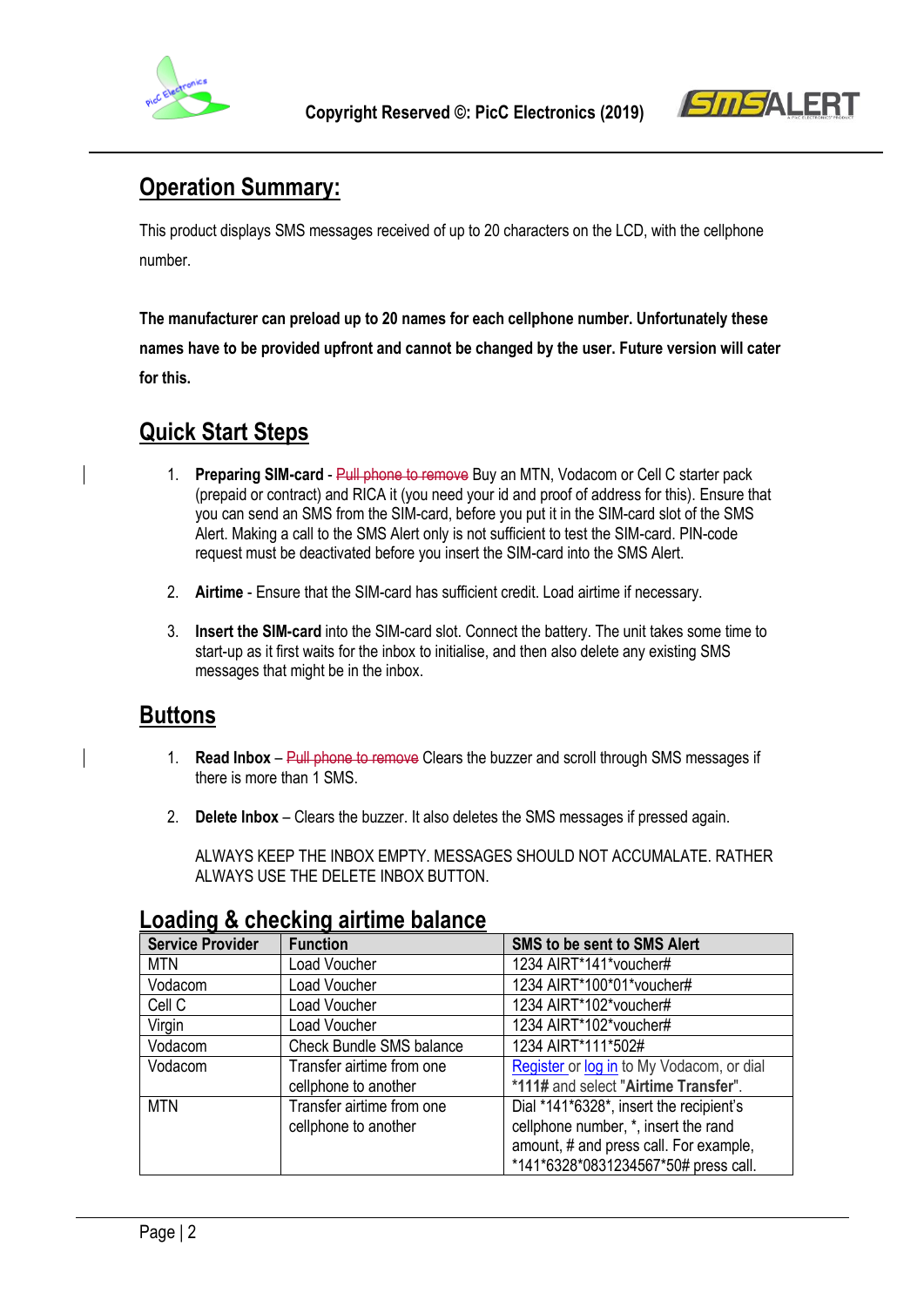## Operation Summary:

This product displays SMS messages received of up to 20 characters on the LCD, with the cellphone number.

**The manufacturer can preload up to 20 names for each cellphone number. Unfortunately these names have to be provided upfront and cannot be changed by the user. Future version will cater for this.**

## Quick Start Steps

1. **Preparing SIM-card** - ~~Pull phone to remove~~ Buy an MTN, Vodacom or Cell C starter pack (prepaid or contract) and RICA it (you need your id and proof of address for this). Ensure that you can send an SMS from the SIM-card, before you put it in the SIM-card slot of the SMS Alert. Making a call to the SMS Alert only is not sufficient to test the SIM-card. PIN-code request must be deactivated before you insert the SIM-card into the SMS Alert.

2. **Airtime** - Ensure that the SIM-card has sufficient credit. Load airtime if necessary.

3. **Insert the SIM-card** into the SIM-card slot. Connect the battery. The unit takes some time to start-up as it first waits for the inbox to initialise, and then also delete any existing SMS messages that might be in the inbox.

## Buttons

1. **Read Inbox** – ~~Pull phone to remove~~ Clears the buzzer and scroll through SMS messages if there is more than 1 SMS.

2. **Delete Inbox** – Clears the buzzer. It also deletes the SMS messages if pressed again.

   ALWAYS KEEP THE INBOX EMPTY. MESSAGES SHOULD NOT ACCUMALATE. RATHER ALWAYS USE THE DELETE INBOX BUTTON.

## Loading & checking airtime balance

| Service Provider | Function | SMS to be sent to SMS Alert |
|---|---|---|
| MTN | Load Voucher | 1234 AIRT*141*voucher# |
| Vodacom | Load Voucher | 1234 AIRT*100*01*voucher# |
| Cell C | Load Voucher | 1234 AIRT*102*voucher# |
| Virgin | Load Voucher | 1234 AIRT*102*voucher# |
| Vodacom | Check Bundle SMS balance | 1234 AIRT*111*502# |
| Vodacom | Transfer airtime from one cellphone to another | Register or log in to My Vodacom, or dial ***111#** and select "**Airtime Transfer**". |
| MTN | Transfer airtime from one cellphone to another | Dial *141*6328*, insert the recipient's cellphone number, *, insert the rand amount, # and press call. For example, *141*6328*0831234567*50# press call. |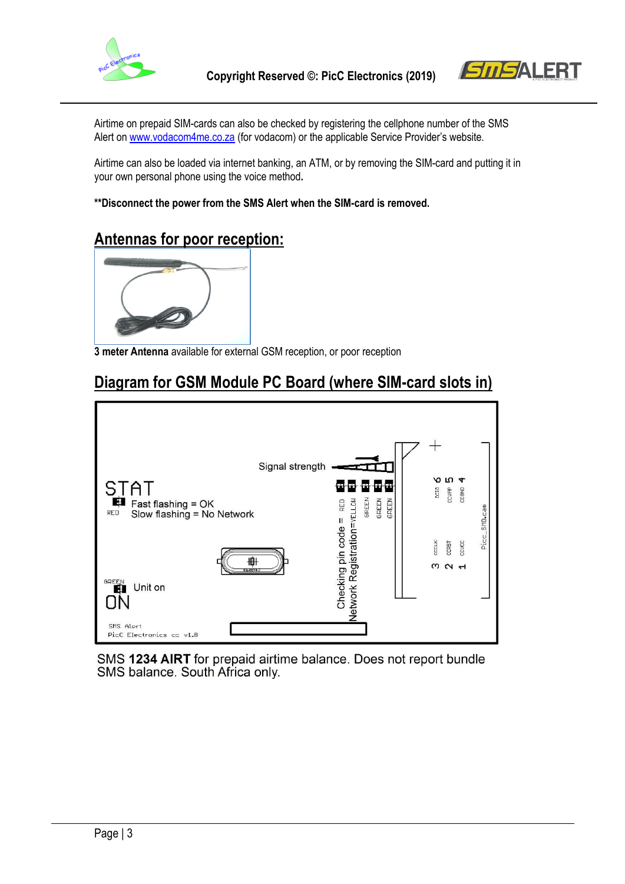Airtime on prepaid SIM-cards can also be checked by registering the cellphone number of the SMS Alert on www.vodacom4me.co.za (for vodacom) or the applicable Service Provider's website.

Airtime can also be loaded via internet banking, an ATM, or by removing the SIM-card and putting it in your own personal phone using the voice method.

**\*\*Disconnect the power from the SMS Alert when the SIM-card is removed.**

## Antennas for poor reception:

**3 meter Antenna** available for external GSM reception, or poor reception

## Diagram for GSM Module PC Board (where SIM-card slots in)

STAT
RED
Fast flashing = OK
Slow flashing = No Network

Signal strength

Checking pin code = RED
Network Registration=YELLOW
GREEN
GREEN
GREEN

GREEN
Unit on
ON

SMS Alert
PicC Electronics cc v1.8

SMS **1234 AIRT** for prepaid airtime balance. Does not report bundle SMS balance. South Africa only.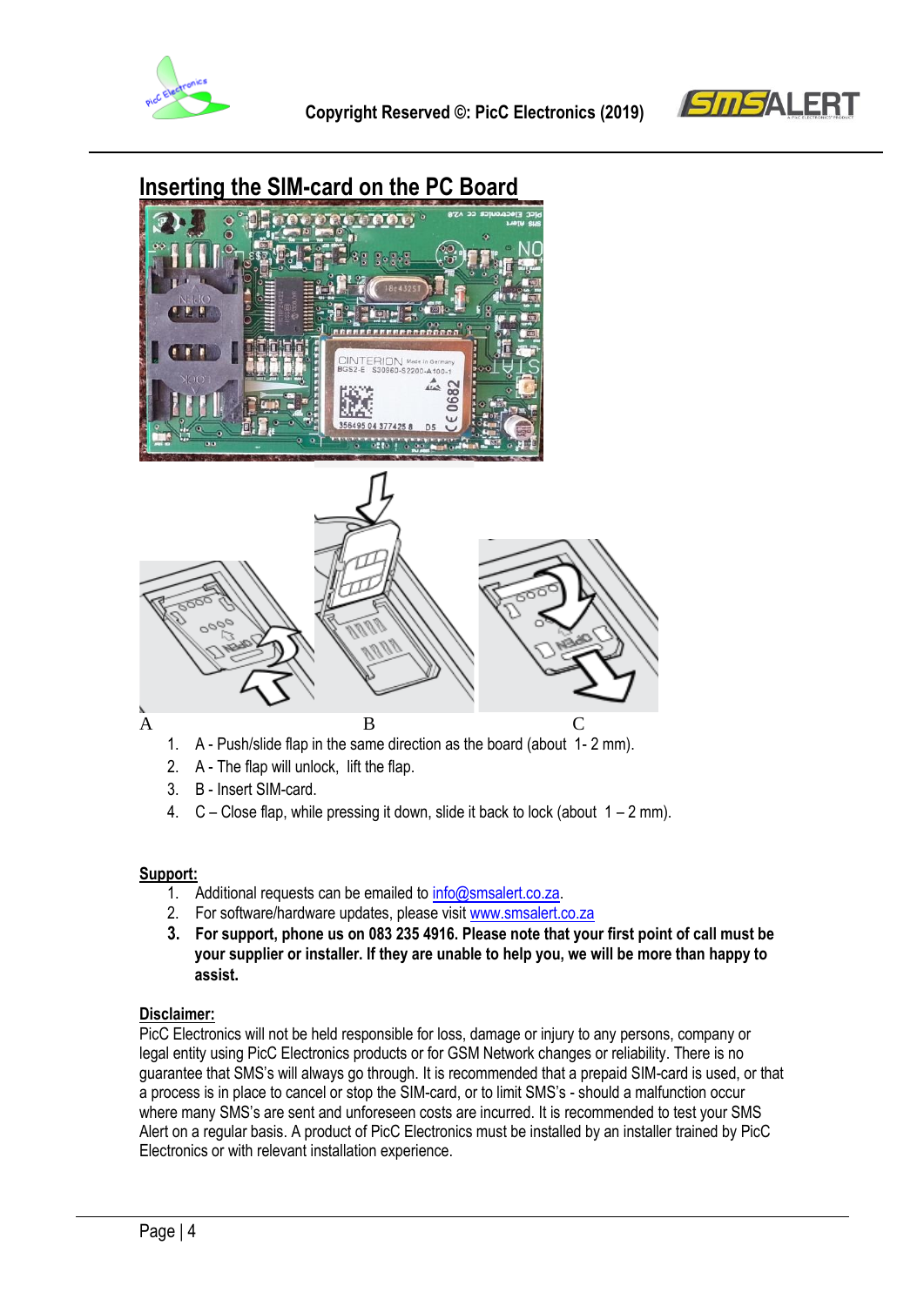## Inserting the SIM-card on the PC Board

A B C

1. A - Push/slide flap in the same direction as the board (about 1- 2 mm).
2. A - The flap will unlock, lift the flap.
3. B - Insert SIM-card.
4. C – Close flap, while pressing it down, slide it back to lock (about 1 – 2 mm).

**Support:**

1. Additional requests can be emailed to info@smsalert.co.za.
2. For software/hardware updates, please visit www.smsalert.co.za
3. **For support, phone us on 083 235 4916. Please note that your first point of call must be your supplier or installer. If they are unable to help you, we will be more than happy to assist.**

**Disclaimer:**

PicC Electronics will not be held responsible for loss, damage or injury to any persons, company or legal entity using PicC Electronics products or for GSM Network changes or reliability. There is no guarantee that SMS's will always go through. It is recommended that a prepaid SIM-card is used, or that a process is in place to cancel or stop the SIM-card, or to limit SMS's - should a malfunction occur where many SMS's are sent and unforeseen costs are incurred. It is recommended to test your SMS Alert on a regular basis. A product of PicC Electronics must be installed by an installer trained by PicC Electronics or with relevant installation experience.